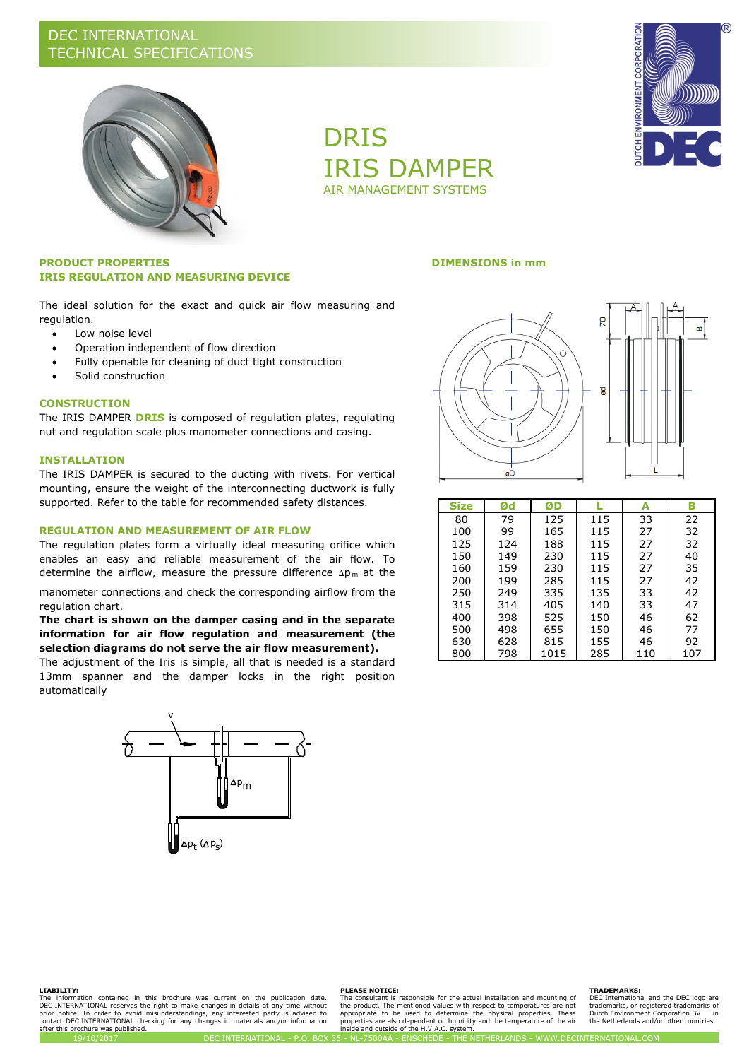DEC INTERNATIONAL
TECHNICAL SPECIFICATIONS

# DRIS
# IRIS DAMPER

AIR MANAGEMENT SYSTEMS

## PRODUCT PROPERTIES
## IRIS REGULATION AND MEASURING DEVICE

The ideal solution for the exact and quick air flow measuring and regulation.

- Low noise level
- Operation independent of flow direction
- Fully openable for cleaning of duct tight construction
- Solid construction

## CONSTRUCTION

The IRIS DAMPER **DRIS** is composed of regulation plates, regulating nut and regulation scale plus manometer connections and casing.

## INSTALLATION

The IRIS DAMPER is secured to the ducting with rivets. For vertical mounting, ensure the weight of the interconnecting ductwork is fully supported. Refer to the table for recommended safety distances.

## REGULATION AND MEASUREMENT OF AIR FLOW

The regulation plates form a virtually ideal measuring orifice which enables an easy and reliable measurement of the air flow. To determine the airflow, measure the pressure difference $\Delta p_m$ at the manometer connections and check the corresponding airflow from the regulation chart.

**The chart is shown on the damper casing and in the separate information for air flow regulation and measurement (the selection diagrams do not serve the air flow measurement).**

The adjustment of the Iris is simple, all that is needed is a standard 13mm spanner and the damper locks in the right position automatically

v

$\Delta p_m$

$\Delta p_t$ ($\Delta p_s$)

## DIMENSIONS in mm

| Size | Ød | ØD | L | A | B |
|---|---|---|---|---|---|
| 80 | 79 | 125 | 115 | 33 | 22 |
| 100 | 99 | 165 | 115 | 27 | 32 |
| 125 | 124 | 188 | 115 | 27 | 32 |
| 150 | 149 | 230 | 115 | 27 | 40 |
| 160 | 159 | 230 | 115 | 27 | 35 |
| 200 | 199 | 285 | 115 | 27 | 42 |
| 250 | 249 | 335 | 135 | 33 | 42 |
| 315 | 314 | 405 | 140 | 33 | 47 |
| 400 | 398 | 525 | 150 | 46 | 62 |
| 500 | 498 | 655 | 150 | 46 | 77 |
| 630 | 628 | 815 | 155 | 46 | 92 |
| 800 | 798 | 1015 | 285 | 110 | 107 |

**LIABILITY:**
The information contained in this brochure was current on the publication date. DEC INTERNATIONAL reserves the right to make changes in details at any time without prior notice. In order to avoid misunderstandings, any interested party is advised to contact DEC INTERNATIONAL checking for any changes in materials and/or information after this brochure was published.

**PLEASE NOTICE:**
The consultant is responsible for the actual installation and mounting of the product. The mentioned values with respect to temperatures are not appropriate to be used to determine the physical properties. These properties are also dependent on humidity and the temperature of the air inside and outside of the H.V.A.C. system.

**TRADEMARKS:**
DEC International and the DEC logo are trademarks, or registered trademarks of Dutch Environment Corporation BV in the Netherlands and/or other countries.

19/10/2017 DEC INTERNATIONAL - P.O. BOX 35 - NL-7500AA - ENSCHEDE - THE NETHERLANDS - WWW.DECINTERNATIONAL.COM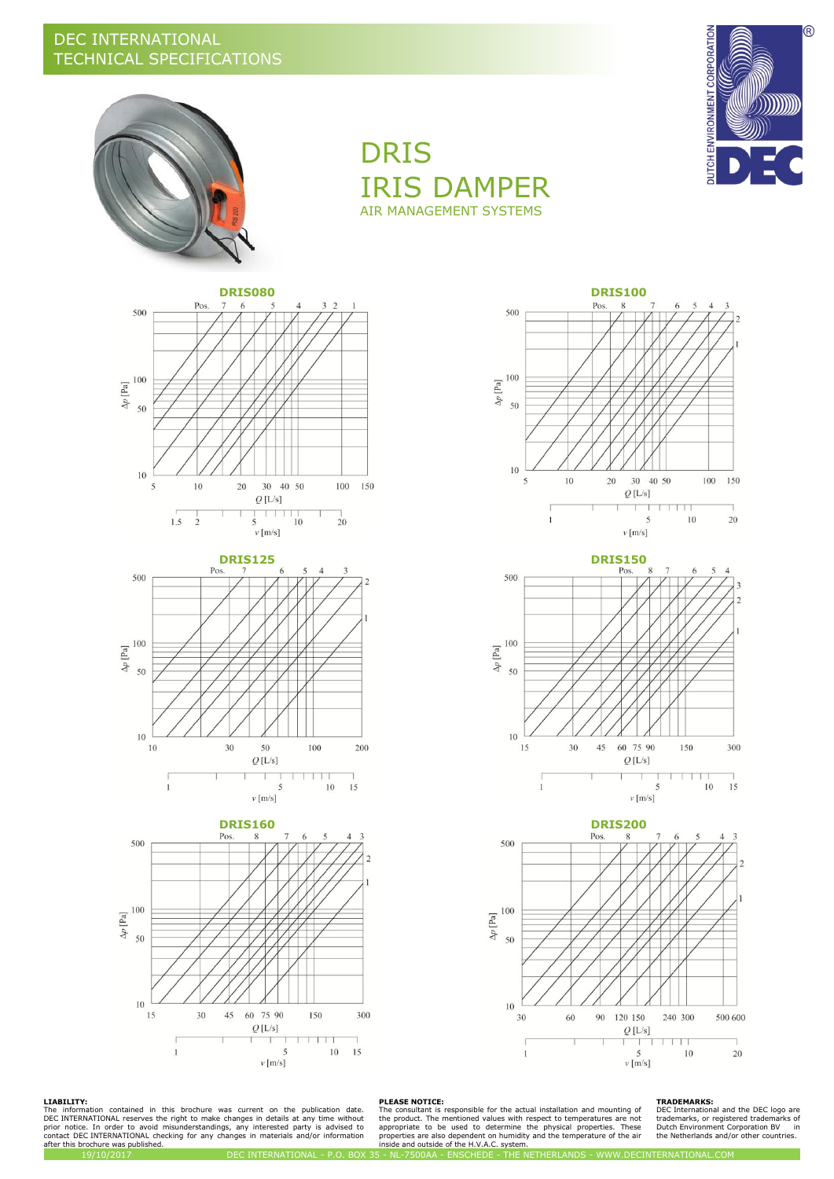# DRIS

# IRIS DAMPER

AIR MANAGEMENT SYSTEMS

## DRIS080

Pos. 7 6 5 4 3 2 1

Δp [Pa]: 10, 50, 100, 500

Q [L/s]: 5, 10, 20, 30, 40, 50, 100, 150

v [m/s]: 1.5, 2, 5, 10, 20

## DRIS100

Pos. 8 7 6 5 4 3 2 1

Δp [Pa]: 10, 50, 100, 500

Q [L/s]: 5, 10, 20, 30, 40, 50, 100, 150

v [m/s]: 1, 5, 10, 20

## DRIS125

Pos. 7 6 5 4 3 2 1

Δp [Pa]: 10, 50, 100, 500

Q [L/s]: 10, 30, 50, 100, 200

v [m/s]: 1, 5, 10, 15

## DRIS150

Pos. 8 7 6 5 4 3 2 1

Δp [Pa]: 10, 50, 100, 500

Q [L/s]: 15, 30, 45, 60, 75, 90, 150, 300

v [m/s]: 1, 5, 10, 15

## DRIS160

Pos. 8 7 6 5 4 3 2 1

Δp [Pa]: 10, 50, 100, 500

Q [L/s]: 15, 30, 45, 60, 75, 90, 150, 300

v [m/s]: 1, 5, 10, 15

## DRIS200

Pos. 8 7 6 5 4 3 2 1

Δp [Pa]: 10, 50, 100, 500

Q [L/s]: 30, 60, 90, 120, 150, 240, 300, 500, 600

v [m/s]: 1, 5, 10, 20

**LIABILITY:**
The information contained in this brochure was current on the publication date. DEC INTERNATIONAL reserves the right to make changes in details at any time without prior notice. In order to avoid misunderstandings, any interested party is advised to contact DEC INTERNATIONAL checking for any changes in materials and/or information after this brochure was published.

**PLEASE NOTICE:**
The consultant is responsible for the actual installation and mounting of the product. The mentioned values with respect to temperatures are not appropriate to be used to determine the physical properties. These properties are also dependent on humidity and the temperature of the air inside and outside of the H.V.A.C. system.

**TRADEMARKS:**
DEC International and the DEC logo are trademarks, or registered trademarks of Dutch Environment Corporation BV in the Netherlands and/or other countries.

19/10/2017 DEC INTERNATIONAL - P.O. BOX 35 - NL-7500AA - ENSCHEDE - THE NETHERLANDS - WWW.DECINTERNATIONAL.COM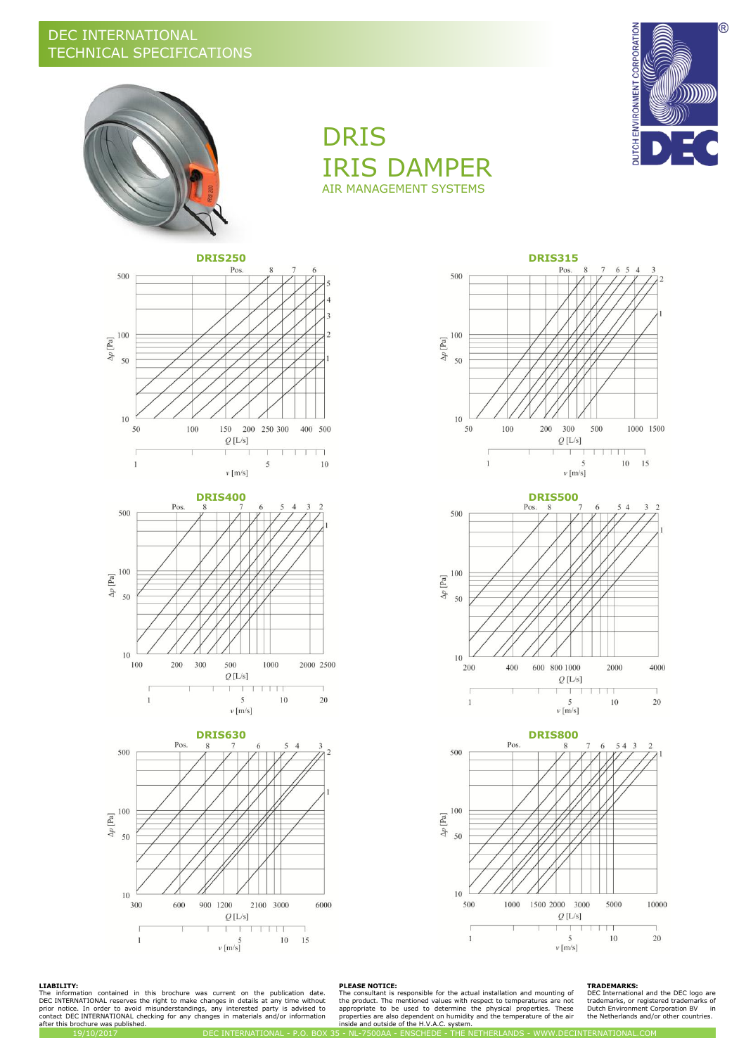DEC INTERNATIONAL
TECHNICAL SPECIFICATIONS

# DRIS
# IRIS DAMPER
AIR MANAGEMENT SYSTEMS

## DRIS250

Pos. 8 7 6 5 4 3 2 1

Δp [Pa]: 10, 50, 100, 500

Q [L/s]: 50, 100, 150, 200, 250, 300, 400, 500

v [m/s]: 1, 5, 10

## DRIS315

Pos. 8 7 6 5 4 3 2 1

Δp [Pa]: 10, 50, 100, 500

Q [L/s]: 50, 100, 200, 300, 500, 1000, 1500

v [m/s]: 1, 5, 10, 15

## DRIS400

Pos. 8 7 6 5 4 3 2 1

Δp [Pa]: 10, 50, 100, 500

Q [L/s]: 100, 200, 300, 500, 1000, 2000, 2500

v [m/s]: 1, 5, 10, 20

## DRIS500

Pos. 8 7 6 5 4 3 2 1

Δp [Pa]: 10, 50, 100, 500

Q [L/s]: 200, 400, 600, 800, 1000, 2000, 4000

v [m/s]: 1, 5, 10, 20

## DRIS630

Pos. 8 7 6 5 4 3 2 1

Δp [Pa]: 10, 50, 100, 500

Q [L/s]: 300, 600, 900, 1200, 2100, 3000, 6000

v [m/s]: 1, 5, 10, 15

## DRIS800

Pos. 8 7 6 5 4 3 2 1

Δp [Pa]: 10, 50, 100, 500

Q [L/s]: 500, 1000, 1500, 2000, 3000, 5000, 10000

v [m/s]: 1, 5, 10, 20

**LIABILITY:**
The information contained in this brochure was current on the publication date. DEC INTERNATIONAL reserves the right to make changes in details at any time without prior notice. In order to avoid misunderstandings, any interested party is advised to contact DEC INTERNATIONAL checking for any changes in materials and/or information after this brochure was published.

**PLEASE NOTICE:**
The consultant is responsible for the actual installation and mounting of the product. The mentioned values with respect to temperatures are not appropriate to be used to determine the physical properties. These properties are also dependent on humidity and the temperature of the air inside and outside of the H.V.A.C. system.

**TRADEMARKS:**
DEC International and the DEC logo are trademarks, or registered trademarks of Dutch Environment Corporation BV in the Netherlands and/or other countries.

19/10/2017 DEC INTERNATIONAL - P.O. BOX 35 - NL-7500AA - ENSCHEDE - THE NETHERLANDS - WWW.DECINTERNATIONAL.COM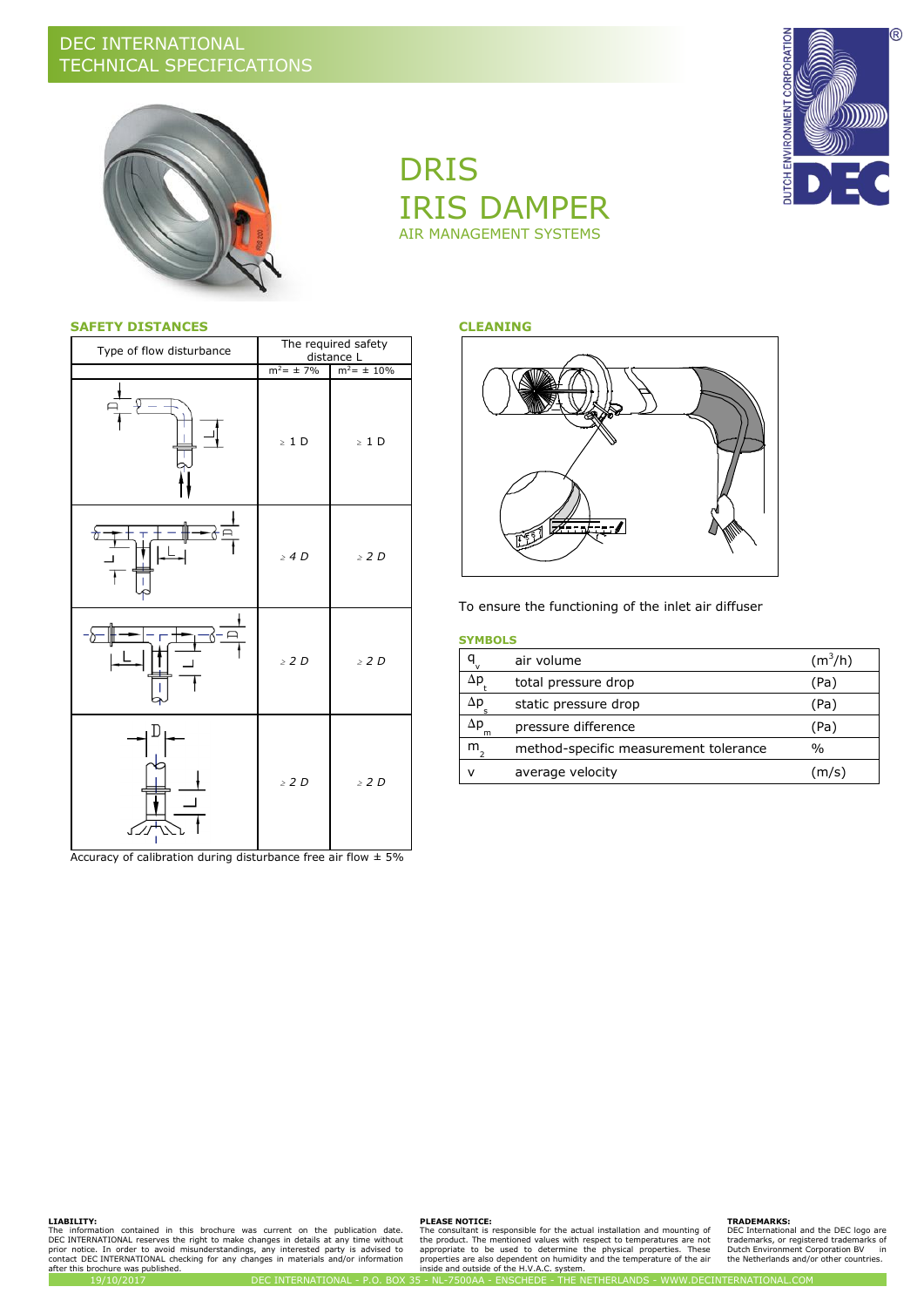DEC INTERNATIONAL
TECHNICAL SPECIFICATIONS

# DRIS
# IRIS DAMPER
AIR MANAGEMENT SYSTEMS

## SAFETY DISTANCES

| Type of flow disturbance | The required safety distance L | |
|---|---|---|
| | $m^2$ = ± 7% | $m^2$ = ± 10% |
| | ≥ 1 D | ≥ 1 D |
| | ≥ 4 D | ≥ 2 D |
| | ≥ 2 D | ≥ 2 D |
| | ≥ 2 D | ≥ 2 D |

Accuracy of calibration during disturbance free air flow ± 5%

## CLEANING

To ensure the functioning of the inlet air diffuser

## SYMBOLS

| | | |
|---|---|---|
| $q_v$ | air volume | ($m^3$/h) |
| $\Delta p_t$ | total pressure drop | (Pa) |
| $\Delta p_s$ | static pressure drop | (Pa) |
| $\Delta p_m$ | pressure difference | (Pa) |
| $m_2$ | method-specific measurement tolerance | % |
| v | average velocity | (m/s) |

**LIABILITY:**
The information contained in this brochure was current on the publication date. DEC INTERNATIONAL reserves the right to make changes in details at any time without prior notice. In order to avoid misunderstandings, any interested party is advised to contact DEC INTERNATIONAL checking for any changes in materials and/or information after this brochure was published.

**PLEASE NOTICE:**
The consultant is responsible for the actual installation and mounting of the product. The mentioned values with respect to temperatures are not appropriate to be used to determine the physical properties. These properties are also dependent on humidity and the temperature of the air inside and outside of the H.V.A.C. system.

**TRADEMARKS:**
DEC International and the DEC logo are trademarks, or registered trademarks of Dutch Environment Corporation BV in the Netherlands and/or other countries.

19/10/2017 DEC INTERNATIONAL - P.O. BOX 35 - NL-7500AA - ENSCHEDE - THE NETHERLANDS - WWW.DECINTERNATIONAL.COM